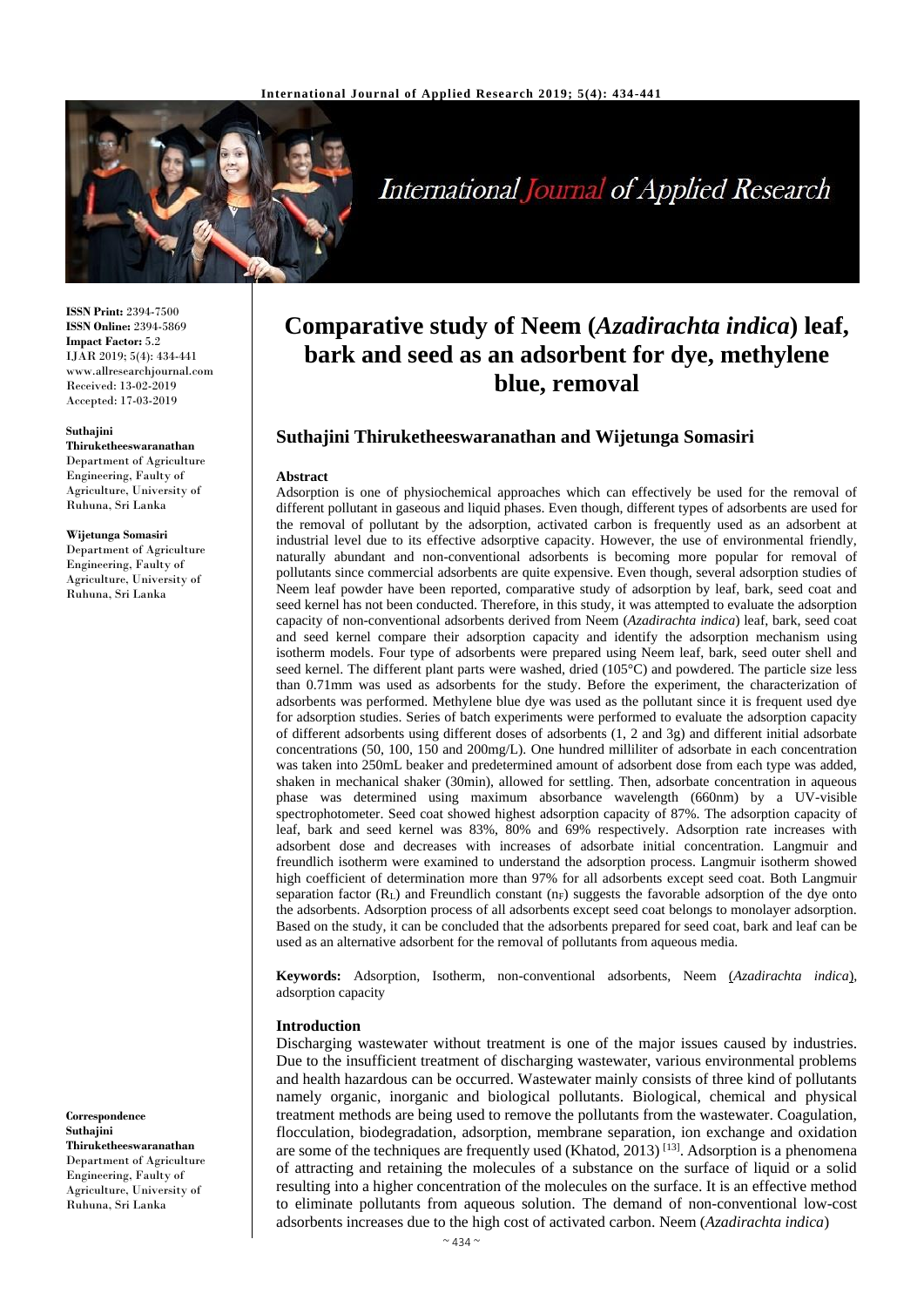**ISSN Print:** 2394-7500
**ISSN Online:** 2394-5869
**Impact Factor:** 5.2
IJAR 2019; 5(4): 434-441
www.allresearchjournal.com
Received: 13-02-2019
Accepted: 17-03-2019

**Suthajini Thiruketheeswaranathan**
Department of Agriculture Engineering, Faulty of Agriculture, University of Ruhuna, Sri Lanka

**Wijetunga Somasiri**
Department of Agriculture Engineering, Faulty of Agriculture, University of Ruhuna, Sri Lanka

**Correspondence**
**Suthajini Thiruketheeswaranathan**
Department of Agriculture Engineering, Faulty of Agriculture, University of Ruhuna, Sri Lanka

# Comparative study of Neem (*Azadirachta indica*) leaf, bark and seed as an adsorbent for dye, methylene blue, removal

## Suthajini Thiruketheeswaranathan and Wijetunga Somasiri

### Abstract

Adsorption is one of physiochemical approaches which can effectively be used for the removal of different pollutant in gaseous and liquid phases. Even though, different types of adsorbents are used for the removal of pollutant by the adsorption, activated carbon is frequently used as an adsorbent at industrial level due to its effective adsorptive capacity. However, the use of environmental friendly, naturally abundant and non-conventional adsorbents is becoming more popular for removal of pollutants since commercial adsorbents are quite expensive. Even though, several adsorption studies of Neem leaf powder have been reported, comparative study of adsorption by leaf, bark, seed coat and seed kernel has not been conducted. Therefore, in this study, it was attempted to evaluate the adsorption capacity of non-conventional adsorbents derived from Neem (*Azadirachta indica*) leaf, bark, seed coat and seed kernel compare their adsorption capacity and identify the adsorption mechanism using isotherm models. Four type of adsorbents were prepared using Neem leaf, bark, seed outer shell and seed kernel. The different plant parts were washed, dried (105°C) and powdered. The particle size less than 0.71mm was used as adsorbents for the study. Before the experiment, the characterization of adsorbents was performed. Methylene blue dye was used as the pollutant since it is frequent used dye for adsorption studies. Series of batch experiments were performed to evaluate the adsorption capacity of different adsorbents using different doses of adsorbents (1, 2 and 3g) and different initial adsorbate concentrations (50, 100, 150 and 200mg/L). One hundred milliliter of adsorbate in each concentration was taken into 250mL beaker and predetermined amount of adsorbent dose from each type was added, shaken in mechanical shaker (30min), allowed for settling. Then, adsorbate concentration in aqueous phase was determined using maximum absorbance wavelength (660nm) by a UV-visible spectrophotometer. Seed coat showed highest adsorption capacity of 87%. The adsorption capacity of leaf, bark and seed kernel was 83%, 80% and 69% respectively. Adsorption rate increases with adsorbent dose and decreases with increases of adsorbate initial concentration. Langmuir and freundlich isotherm were examined to understand the adsorption process. Langmuir isotherm showed high coefficient of determination more than 97% for all adsorbents except seed coat. Both Langmuir separation factor ($R_L$) and Freundlich constant ($n_F$) suggests the favorable adsorption of the dye onto the adsorbents. Adsorption process of all adsorbents except seed coat belongs to monolayer adsorption. Based on the study, it can be concluded that the adsorbents prepared for seed coat, bark and leaf can be used as an alternative adsorbent for the removal of pollutants from aqueous media.

**Keywords:** Adsorption, Isotherm, non-conventional adsorbents, Neem (*Azadirachta indica*), adsorption capacity

### Introduction

Discharging wastewater without treatment is one of the major issues caused by industries. Due to the insufficient treatment of discharging wastewater, various environmental problems and health hazardous can be occurred. Wastewater mainly consists of three kind of pollutants namely organic, inorganic and biological pollutants. Biological, chemical and physical treatment methods are being used to remove the pollutants from the wastewater. Coagulation, flocculation, biodegradation, adsorption, membrane separation, ion exchange and oxidation are some of the techniques are frequently used (Khatod, 2013) [13]. Adsorption is a phenomena of attracting and retaining the molecules of a substance on the surface of liquid or a solid resulting into a higher concentration of the molecules on the surface. It is an effective method to eliminate pollutants from aqueous solution. The demand of non-conventional low-cost adsorbents increases due to the high cost of activated carbon. Neem (*Azadirachta indica*)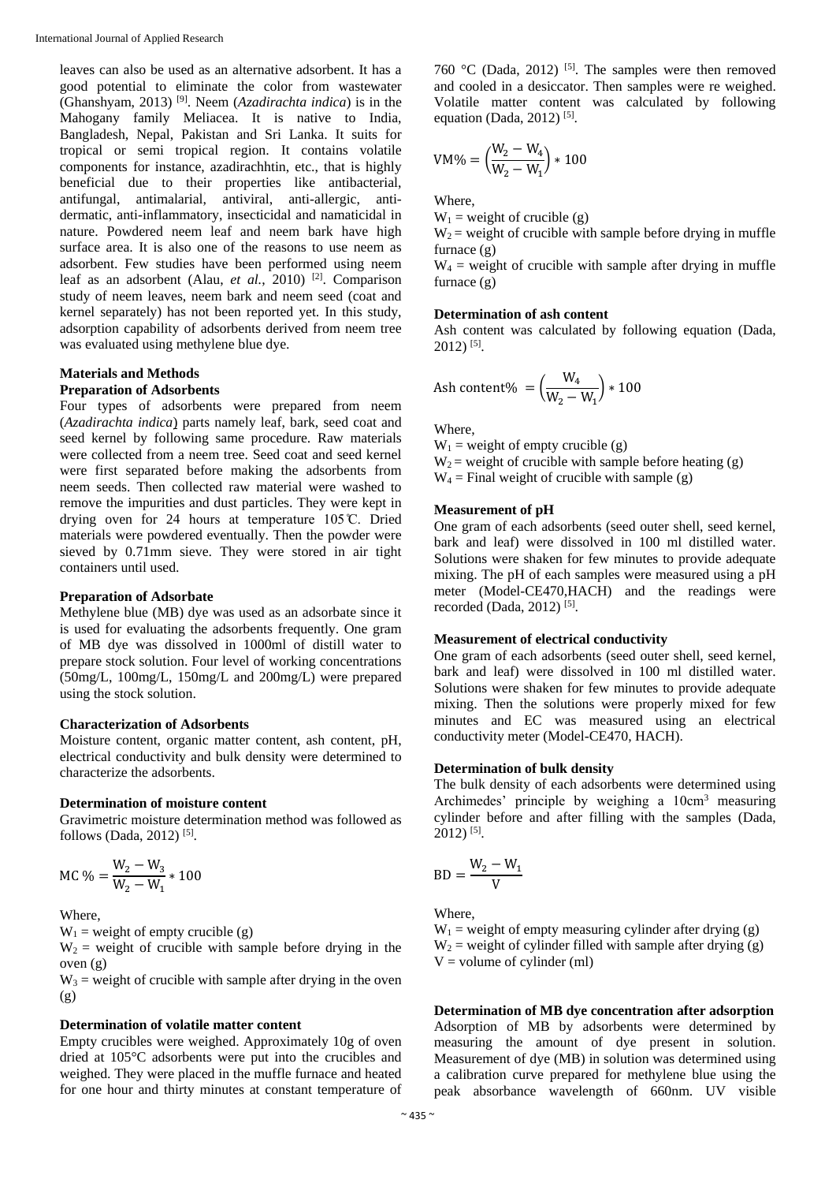leaves can also be used as an alternative adsorbent. It has a good potential to eliminate the color from wastewater (Ghanshyam, 2013) [9]. Neem (*Azadirachta indica*) is in the Mahogany family Meliacea. It is native to India, Bangladesh, Nepal, Pakistan and Sri Lanka. It suits for tropical or semi tropical region. It contains volatile components for instance, azadirachhtin, etc., that is highly beneficial due to their properties like antibacterial, antifungal, antimalarial, antiviral, anti-allergic, anti-dermatic, anti-inflammatory, insecticidal and namaticidal in nature. Powdered neem leaf and neem bark have high surface area. It is also one of the reasons to use neem as adsorbent. Few studies have been performed using neem leaf as an adsorbent (Alau, *et al.*, 2010) [2]. Comparison study of neem leaves, neem bark and neem seed (coat and kernel separately) has not been reported yet. In this study, adsorption capability of adsorbents derived from neem tree was evaluated using methylene blue dye.

## Materials and Methods

### Preparation of Adsorbents

Four types of adsorbents were prepared from neem (*Azadirachta indica*) parts namely leaf, bark, seed coat and seed kernel by following same procedure. Raw materials were collected from a neem tree. Seed coat and seed kernel were first separated before making the adsorbents from neem seeds. Then collected raw material were washed to remove the impurities and dust particles. They were kept in drying oven for 24 hours at temperature 105℃. Dried materials were powdered eventually. Then the powder were sieved by 0.71mm sieve. They were stored in air tight containers until used.

### Preparation of Adsorbate

Methylene blue (MB) dye was used as an adsorbate since it is used for evaluating the adsorbents frequently. One gram of MB dye was dissolved in 1000ml of distill water to prepare stock solution. Four level of working concentrations (50mg/L, 100mg/L, 150mg/L and 200mg/L) were prepared using the stock solution.

### Characterization of Adsorbents

Moisture content, organic matter content, ash content, pH, electrical conductivity and bulk density were determined to characterize the adsorbents.

### Determination of moisture content

Gravimetric moisture determination method was followed as follows (Dada, 2012) [5].

$$MC\ \% = \frac{W_2 - W_3}{W_2 - W_1} * 100$$

Where,

$W_1$ = weight of empty crucible (g)

$W_2$ = weight of crucible with sample before drying in the oven (g)

$W_3$ = weight of crucible with sample after drying in the oven (g)

### Determination of volatile matter content

Empty crucibles were weighed. Approximately 10g of oven dried at 105°C adsorbents were put into the crucibles and weighed. They were placed in the muffle furnace and heated for one hour and thirty minutes at constant temperature of 760 °C (Dada, 2012) [5]. The samples were then removed and cooled in a desiccator. Then samples were re weighed. Volatile matter content was calculated by following equation (Dada, 2012) [5].

$$VM\% = \left(\frac{W_2 - W_4}{W_2 - W_1}\right) * 100$$

Where,

$W_1$ = weight of crucible (g)

$W_2$ = weight of crucible with sample before drying in muffle furnace (g)

$W_4$ = weight of crucible with sample after drying in muffle furnace (g)

### Determination of ash content

Ash content was calculated by following equation (Dada, 2012) [5].

$$\text{Ash content}\% = \left(\frac{W_4}{W_2 - W_1}\right) * 100$$

Where,

$W_1$ = weight of empty crucible (g)

$W_2$ = weight of crucible with sample before heating (g)

$W_4$ = Final weight of crucible with sample (g)

### Measurement of pH

One gram of each adsorbents (seed outer shell, seed kernel, bark and leaf) were dissolved in 100 ml distilled water. Solutions were shaken for few minutes to provide adequate mixing. The pH of each samples were measured using a pH meter (Model-CE470,HACH) and the readings were recorded (Dada, 2012) [5].

### Measurement of electrical conductivity

One gram of each adsorbents (seed outer shell, seed kernel, bark and leaf) were dissolved in 100 ml distilled water. Solutions were shaken for few minutes to provide adequate mixing. Then the solutions were properly mixed for few minutes and EC was measured using an electrical conductivity meter (Model-CE470, HACH).

### Determination of bulk density

The bulk density of each adsorbents were determined using Archimedes' principle by weighing a $10cm^3$ measuring cylinder before and after filling with the samples (Dada, 2012) [5].

$$BD = \frac{W_2 - W_1}{V}$$

Where,

$W_1$ = weight of empty measuring cylinder after drying (g)

$W_2$ = weight of cylinder filled with sample after drying (g)

$V$ = volume of cylinder (ml)

### Determination of MB dye concentration after adsorption

Adsorption of MB by adsorbents were determined by measuring the amount of dye present in solution. Measurement of dye (MB) in solution was determined using a calibration curve prepared for methylene blue using the peak absorbance wavelength of 660nm. UV visible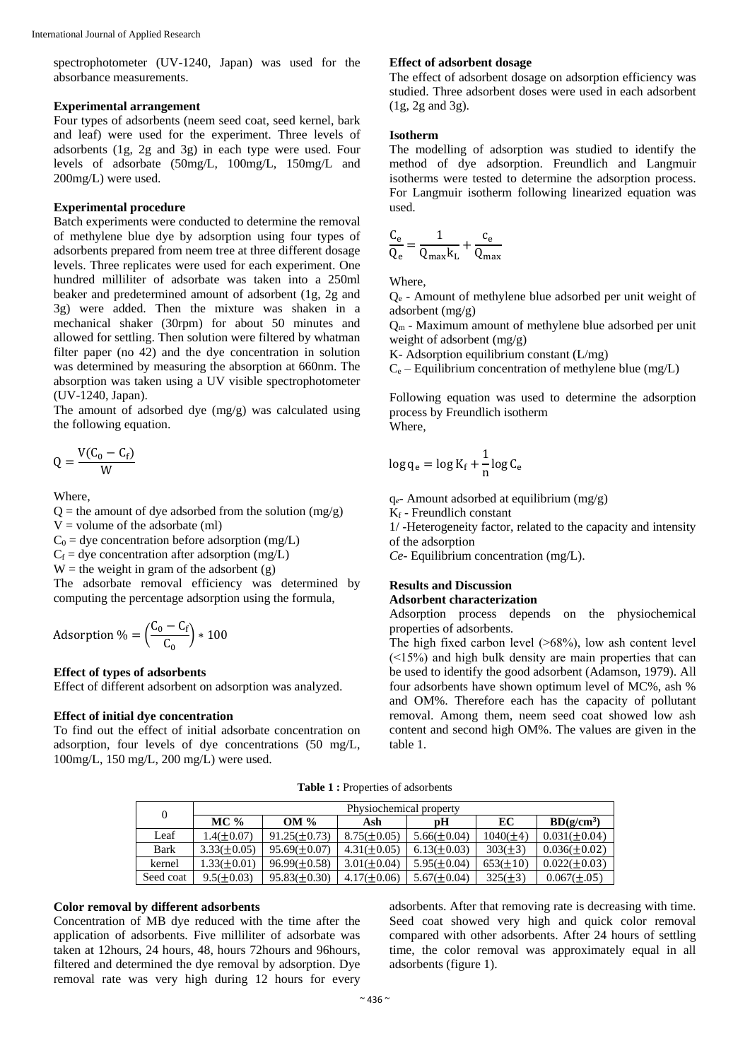spectrophotometer (UV-1240, Japan) was used for the absorbance measurements.

### Experimental arrangement

Four types of adsorbents (neem seed coat, seed kernel, bark and leaf) were used for the experiment. Three levels of adsorbents (1g, 2g and 3g) in each type were used. Four levels of adsorbate (50mg/L, 100mg/L, 150mg/L and 200mg/L) were used.

### Experimental procedure

Batch experiments were conducted to determine the removal of methylene blue dye by adsorption using four types of adsorbents prepared from neem tree at three different dosage levels. Three replicates were used for each experiment. One hundred milliliter of adsorbate was taken into a 250ml beaker and predetermined amount of adsorbent (1g, 2g and 3g) were added. Then the mixture was shaken in a mechanical shaker (30rpm) for about 50 minutes and allowed for settling. Then solution were filtered by whatman filter paper (no 42) and the dye concentration in solution was determined by measuring the absorption at 660nm. The absorption was taken using a UV visible spectrophotometer (UV-1240, Japan).

The amount of adsorbed dye (mg/g) was calculated using the following equation.

$$Q = \frac{V(C_0 - C_f)}{W}$$

Where,

Q = the amount of dye adsorbed from the solution (mg/g)
V = volume of the adsorbate (ml)
$C_0$ = dye concentration before adsorption (mg/L)
$C_f$ = dye concentration after adsorption (mg/L)
W = the weight in gram of the adsorbent (g)

The adsorbate removal efficiency was determined by computing the percentage adsorption using the formula,

$$\text{Adsorption \%} = \left(\frac{C_0 - C_f}{C_0}\right) * 100$$

### Effect of types of adsorbents

Effect of different adsorbent on adsorption was analyzed.

### Effect of initial dye concentration

To find out the effect of initial adsorbate concentration on adsorption, four levels of dye concentrations (50 mg/L, 100mg/L, 150 mg/L, 200 mg/L) were used.

### Effect of adsorbent dosage

The effect of adsorbent dosage on adsorption efficiency was studied. Three adsorbent doses were used in each adsorbent (1g, 2g and 3g).

### Isotherm

The modelling of adsorption was studied to identify the method of dye adsorption. Freundlich and Langmuir isotherms were tested to determine the adsorption process. For Langmuir isotherm following linearized equation was used.

$$\frac{C_e}{Q_e} = \frac{1}{Q_{max} k_L} + \frac{c_e}{Q_{max}}$$

Where,

$Q_e$ - Amount of methylene blue adsorbed per unit weight of adsorbent (mg/g)
$Q_m$ - Maximum amount of methylene blue adsorbed per unit weight of adsorbent (mg/g)
K- Adsorption equilibrium constant (L/mg)
$C_e$ – Equilibrium concentration of methylene blue (mg/L)

Following equation was used to determine the adsorption process by Freundlich isotherm
Where,

$$\log q_e = \log K_f + \frac{1}{n} \log C_e$$

$q_e$- Amount adsorbed at equilibrium (mg/g)
$K_f$ - Freundlich constant
1/ -Heterogeneity factor, related to the capacity and intensity of the adsorption
*Ce*- Equilibrium concentration (mg/L).

## Results and Discussion

### Adsorbent characterization

Adsorption process depends on the physiochemical properties of adsorbents.

The high fixed carbon level (>68%), low ash content level (<15%) and high bulk density are main properties that can be used to identify the good adsorbent (Adamson, 1979). All four adsorbents have shown optimum level of MC%, ash % and OM%. Therefore each has the capacity of pollutant removal. Among them, neem seed coat showed low ash content and second high OM%. The values are given in the table 1.

**Table 1 :** Properties of adsorbents

| 0 | Physiochemical property | | | | | |
|---|---|---|---|---|---|---|
| | **MC %** | **OM %** | **Ash** | **pH** | **EC** | **BD(g/cm$^3$)** |
| Leaf | 1.4(±0.07) | 91.25(±0.73) | 8.75(±0.05) | 5.66(±0.04) | 1040(±4) | 0.031(±0.04) |
| Bark | 3.33(±0.05) | 95.69(±0.07) | 4.31(±0.05) | 6.13(±0.03) | 303(±3) | 0.036(±0.02) |
| kernel | 1.33(±0.01) | 96.99(±0.58) | 3.01(±0.04) | 5.95(±0.04) | 653(±10) | 0.022(±0.03) |
| Seed coat | 9.5(±0.03) | 95.83(±0.30) | 4.17(±0.06) | 5.67(±0.04) | 325(±3) | 0.067(±.05) |

### Color removal by different adsorbents

Concentration of MB dye reduced with the time after the application of adsorbents. Five milliliter of adsorbate was taken at 12hours, 24 hours, 48, hours 72hours and 96hours, filtered and determined the dye removal by adsorption. Dye removal rate was very high during 12 hours for every adsorbents. After that removing rate is decreasing with time. Seed coat showed very high and quick color removal compared with other adsorbents. After 24 hours of settling time, the color removal was approximately equal in all adsorbents (figure 1).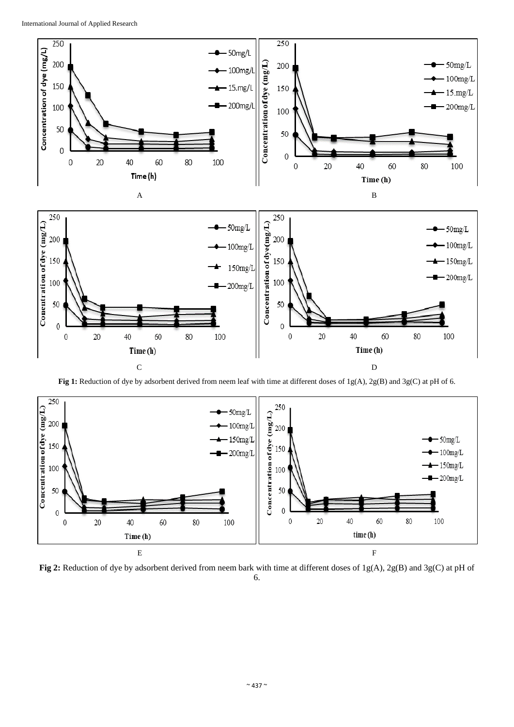A

B

C

D

**Fig 1:** Reduction of dye by adsorbent derived from neem leaf with time at different doses of 1g(A), 2g(B) and 3g(C) at pH of 6.

E

F

**Fig 2:** Reduction of dye by adsorbent derived from neem bark with time at different doses of 1g(A), 2g(B) and 3g(C) at pH of 6.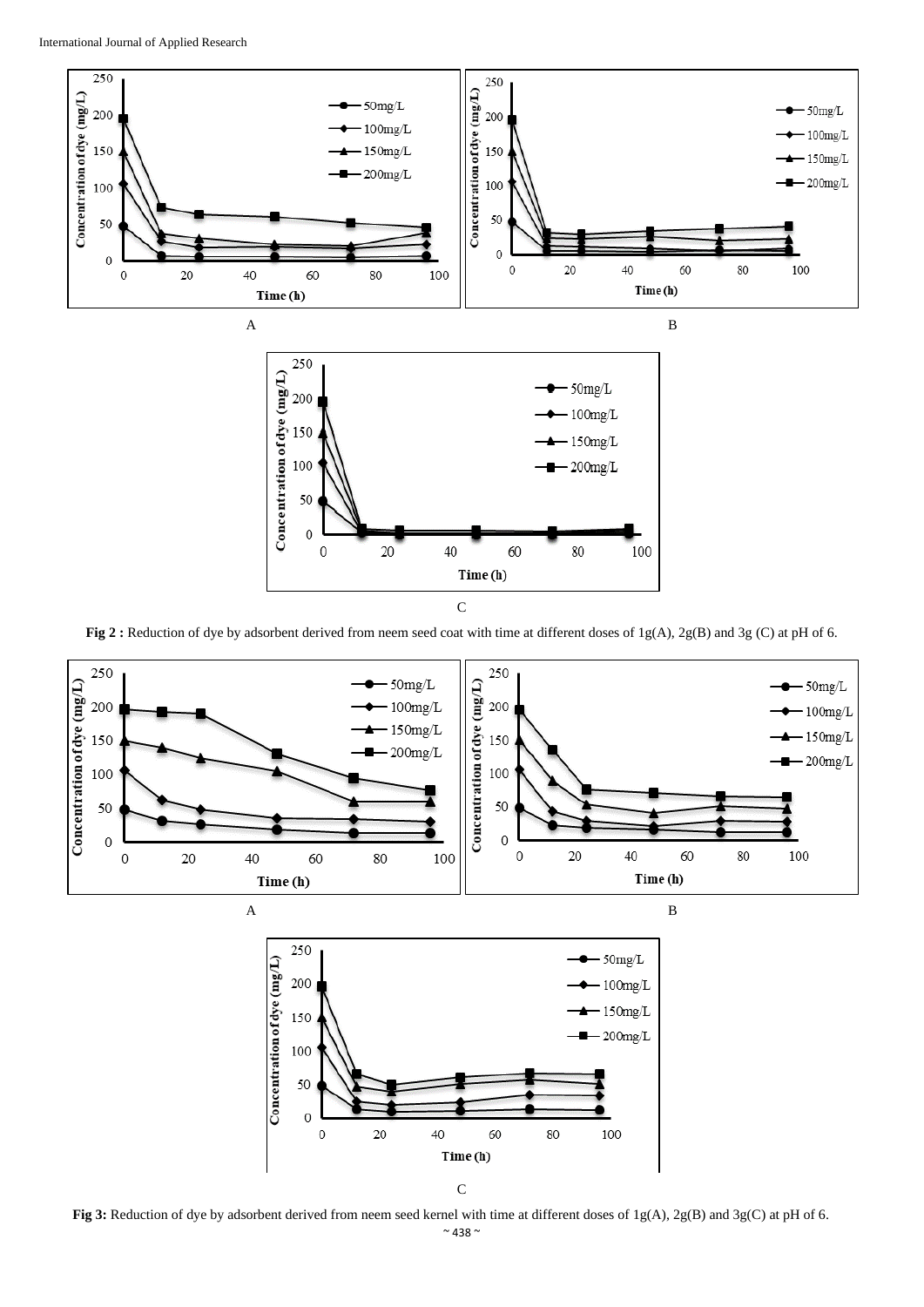A

B

C

**Fig 2 :** Reduction of dye by adsorbent derived from neem seed coat with time at different doses of 1g(A), 2g(B) and 3g (C) at pH of 6.

A

B

C

**Fig 3:** Reduction of dye by adsorbent derived from neem seed kernel with time at different doses of 1g(A), 2g(B) and 3g(C) at pH of 6.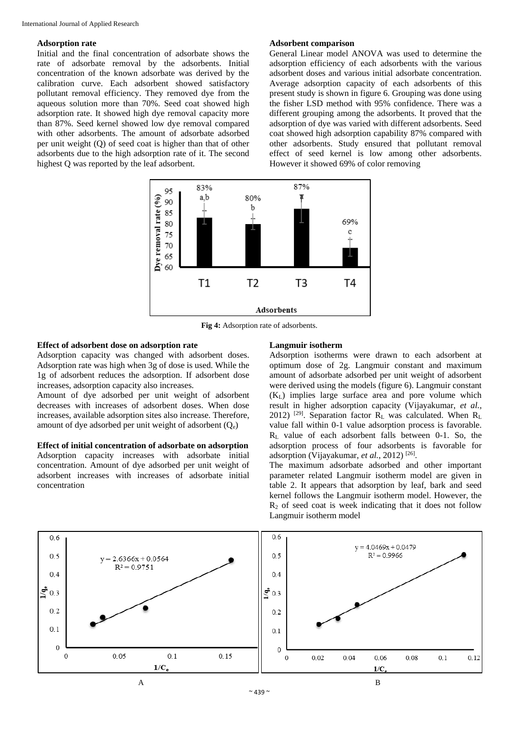### Adsorption rate

Initial and the final concentration of adsorbate shows the rate of adsorbate removal by the adsorbents. Initial concentration of the known adsorbate was derived by the calibration curve. Each adsorbent showed satisfactory pollutant removal efficiency. They removed dye from the aqueous solution more than 70%. Seed coat showed high adsorption rate. It showed high dye removal capacity more than 87%. Seed kernel showed low dye removal compared with other adsorbents. The amount of adsorbate adsorbed per unit weight (Q) of seed coat is higher than that of other adsorbents due to the high adsorption rate of it. The second highest Q was reported by the leaf adsorbent.

### Adsorbent comparison

General Linear model ANOVA was used to determine the adsorption efficiency of each adsorbents with the various adsorbent doses and various initial adsorbate concentration. Average adsorption capacity of each adsorbents of this present study is shown in figure 6. Grouping was done using the fisher LSD method with 95% confidence. There was a different grouping among the adsorbents. It proved that the adsorption of dye was varied with different adsorbents. Seed coat showed high adsorption capability 87% compared with other adsorbents. Study ensured that pollutant removal effect of seed kernel is low among other adsorbents. However it showed 69% of color removing

**Fig 4:** Adsorption rate of adsorbents.

### Effect of adsorbent dose on adsorption rate

Adsorption capacity was changed with adsorbent doses. Adsorption rate was high when 3g of dose is used. While the 1g of adsorbent reduces the adsorption. If adsorbent dose increases, adsorption capacity also increases.

Amount of dye adsorbed per unit weight of adsorbent decreases with increases of adsorbent doses. When dose increases, available adsorption sites also increase. Therefore, amount of dye adsorbed per unit weight of adsorbent ($Q_e$)

### Effect of initial concentration of adsorbate on adsorption

Adsorption capacity increases with adsorbate initial concentration. Amount of dye adsorbed per unit weight of adsorbent increases with increases of adsorbate initial concentration

### Langmuir isotherm

Adsorption isotherms were drawn to each adsorbent at optimum dose of 2g. Langmuir constant and maximum amount of adsorbate adsorbed per unit weight of adsorbent were derived using the models (figure 6). Langmuir constant ($K_L$) implies large surface area and pore volume which result in higher adsorption capacity (Vijayakumar, *et al.*, 2012) [29]. Separation factor $R_L$ was calculated. When $R_L$ value fall within 0-1 value adsorption process is favorable. $R_L$ value of each adsorbent falls between 0-1. So, the adsorption process of four adsorbents is favorable for adsorption (Vijayakumar, *et al.*, 2012) [26].

The maximum adsorbate adsorbed and other important parameter related Langmuir isotherm model are given in table 2. It appears that adsorption by leaf, bark and seed kernel follows the Langmuir isotherm model. However, the $R_2$ of seed coat is week indicating that it does not follow Langmuir isotherm model

A

B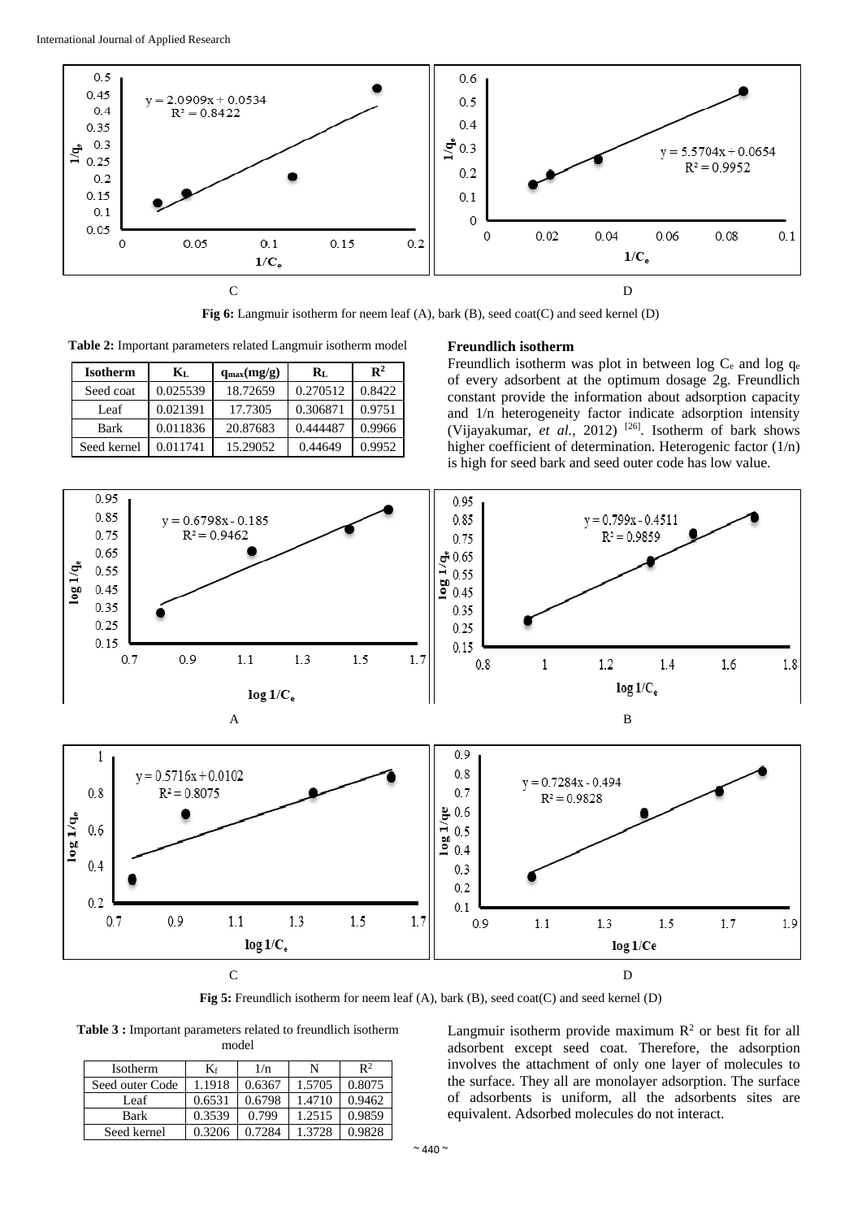C D

Fig 6: Langmuir isotherm for neem leaf (A), bark (B), seed coat(C) and seed kernel (D)

**Table 2:** Important parameters related Langmuir isotherm model

| Isotherm | $K_L$ | $q_{max}$(mg/g) | $R_L$ | $R^2$ |
|---|---|---|---|---|
| Seed coat | 0.025539 | 18.72659 | 0.270512 | 0.8422 |
| Leaf | 0.021391 | 17.7305 | 0.306871 | 0.9751 |
| Bark | 0.011836 | 20.87683 | 0.444487 | 0.9966 |
| Seed kernel | 0.011741 | 15.29052 | 0.44649 | 0.9952 |

### Freundlich isotherm

Freundlich isotherm was plot in between log $C_e$ and log $q_e$ of every adsorbent at the optimum dosage 2g. Freundlich constant provide the information about adsorption capacity and 1/n heterogeneity factor indicate adsorption intensity (Vijayakumar, *et al.*, 2012) [26]. Isotherm of bark shows higher coefficient of determination. Heterogenic factor (1/n) is high for seed bark and seed outer code has low value.

A B

C D

Fig 5: Freundlich isotherm for neem leaf (A), bark (B), seed coat(C) and seed kernel (D)

**Table 3 :** Important parameters related to freundlich isotherm model

| Isotherm | $K_f$ | 1/n | N | $R^2$ |
|---|---|---|---|---|
| Seed outer Code | 1.1918 | 0.6367 | 1.5705 | 0.8075 |
| Leaf | 0.6531 | 0.6798 | 1.4710 | 0.9462 |
| Bark | 0.3539 | 0.799 | 1.2515 | 0.9859 |
| Seed kernel | 0.3206 | 0.7284 | 1.3728 | 0.9828 |

Langmuir isotherm provide maximum $R^2$ or best fit for all adsorbent except seed coat. Therefore, the adsorption involves the attachment of only one layer of molecules to the surface. They all are monolayer adsorption. The surface of adsorbents is uniform, all the adsorbents sites are equivalent. Adsorbed molecules do not interact.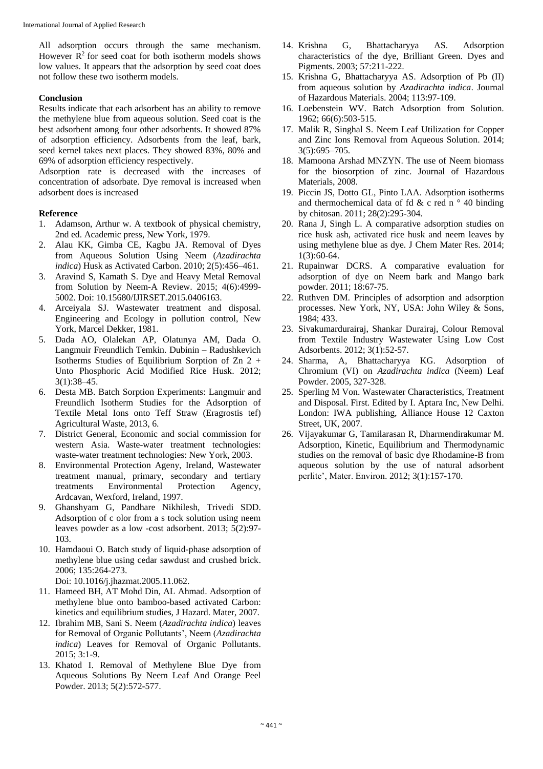All adsorption occurs through the same mechanism. However $R^2$ for seed coat for both isotherm models shows low values. It appears that the adsorption by seed coat does not follow these two isotherm models.

## Conclusion

Results indicate that each adsorbent has an ability to remove the methylene blue from aqueous solution. Seed coat is the best adsorbent among four other adsorbents. It showed 87% of adsorption efficiency. Adsorbents from the leaf, bark, seed kernel takes next places. They showed 83%, 80% and 69% of adsorption efficiency respectively.

Adsorption rate is decreased with the increases of concentration of adsorbate. Dye removal is increased when adsorbent does is increased

## Reference

1. Adamson, Arthur w. A textbook of physical chemistry, 2nd ed. Academic press, New York, 1979.
2. Alau KK, Gimba CE, Kagbu JA. Removal of Dyes from Aqueous Solution Using Neem (*Azadirachta indica*) Husk as Activated Carbon. 2010; 2(5):456–461.
3. Aravind S, Kamath S. Dye and Heavy Metal Removal from Solution by Neem-A Review. 2015; 4(6):4999-5002. Doi: 10.15680/IJIRSET.2015.0406163.
4. Arceiyala SJ. Wastewater treatment and disposal. Engineering and Ecology in pollution control, New York, Marcel Dekker, 1981.
5. Dada AO, Olalekan AP, Olatunya AM, Dada O. Langmuir Freundlich Temkin. Dubinin – Radushkevich Isotherms Studies of Equilibrium Sorption of Zn 2 + Unto Phosphoric Acid Modified Rice Husk. 2012; 3(1):38–45.
6. Desta MB. Batch Sorption Experiments: Langmuir and Freundlich Isotherm Studies for the Adsorption of Textile Metal Ions onto Teff Straw (Eragrostis tef) Agricultural Waste, 2013, 6.
7. District General, Economic and social commission for western Asia. Waste-water treatment technologies: waste-water treatment technologies: New York, 2003.
8. Environmental Protection Ageny, Ireland, Wastewater treatment manual, primary, secondary and tertiary treatments Environmental Protection Agency, Ardcavan, Wexford, Ireland, 1997.
9. Ghanshyam G, Pandhare Nikhilesh, Trivedi SDD. Adsorption of c olor from a s tock solution using neem leaves powder as a low -cost adsorbent. 2013; 5(2):97-103.
10. Hamdaoui O. Batch study of liquid-phase adsorption of methylene blue using cedar sawdust and crushed brick. 2006; 135:264-273. Doi: 10.1016/j.jhazmat.2005.11.062.
11. Hameed BH, AT Mohd Din, AL Ahmad. Adsorption of methylene blue onto bamboo-based activated Carbon: kinetics and equilibrium studies, J Hazard. Mater, 2007.
12. Ibrahim MB, Sani S. Neem (*Azadirachta indica*) leaves for Removal of Organic Pollutants', Neem (*Azadirachta indica*) Leaves for Removal of Organic Pollutants. 2015; 3:1-9.
13. Khatod I. Removal of Methylene Blue Dye from Aqueous Solutions By Neem Leaf And Orange Peel Powder. 2013; 5(2):572-577.
14. Krishna G, Bhattacharyya AS. Adsorption characteristics of the dye, Brilliant Green. Dyes and Pigments. 2003; 57:211-222.
15. Krishna G, Bhattacharyya AS. Adsorption of Pb (II) from aqueous solution by *Azadirachta indica*. Journal of Hazardous Materials. 2004; 113:97-109.
16. Loebenstein WV. Batch Adsorption from Solution. 1962; 66(6):503-515.
17. Malik R, Singhal S. Neem Leaf Utilization for Copper and Zinc Ions Removal from Aqueous Solution. 2014; 3(5):695–705.
18. Mamoona Arshad MNZYN. The use of Neem biomass for the biosorption of zinc. Journal of Hazardous Materials, 2008.
19. Piccin JS, Dotto GL, Pinto LAA. Adsorption isotherms and thermochemical data of fd & c red n ° 40 binding by chitosan. 2011; 28(2):295-304.
20. Rana J, Singh L. A comparative adsorption studies on rice husk ash, activated rice husk and neem leaves by using methylene blue as dye. J Chem Mater Res. 2014; 1(3):60-64.
21. Rupainwar DCRS. A comparative evaluation for adsorption of dye on Neem bark and Mango bark powder. 2011; 18:67-75.
22. Ruthven DM. Principles of adsorption and adsorption processes. New York, NY, USA: John Wiley & Sons, 1984; 433.
23. Sivakumardurairaj, Shankar Durairaj, Colour Removal from Textile Industry Wastewater Using Low Cost Adsorbents. 2012; 3(1):52-57.
24. Sharma, A, Bhattacharyya KG. Adsorption of Chromium (VI) on *Azadirachta indica* (Neem) Leaf Powder. 2005, 327-328.
25. Sperling M Von. Wastewater Characteristics, Treatment and Disposal. First. Edited by I. Aptara Inc, New Delhi. London: IWA publishing, Alliance House 12 Caxton Street, UK, 2007.
26. Vijayakumar G, Tamilarasan R, Dharmendirakumar M. Adsorption, Kinetic, Equilibrium and Thermodynamic studies on the removal of basic dye Rhodamine-B from aqueous solution by the use of natural adsorbent perlite', Mater. Environ. 2012; 3(1):157-170.